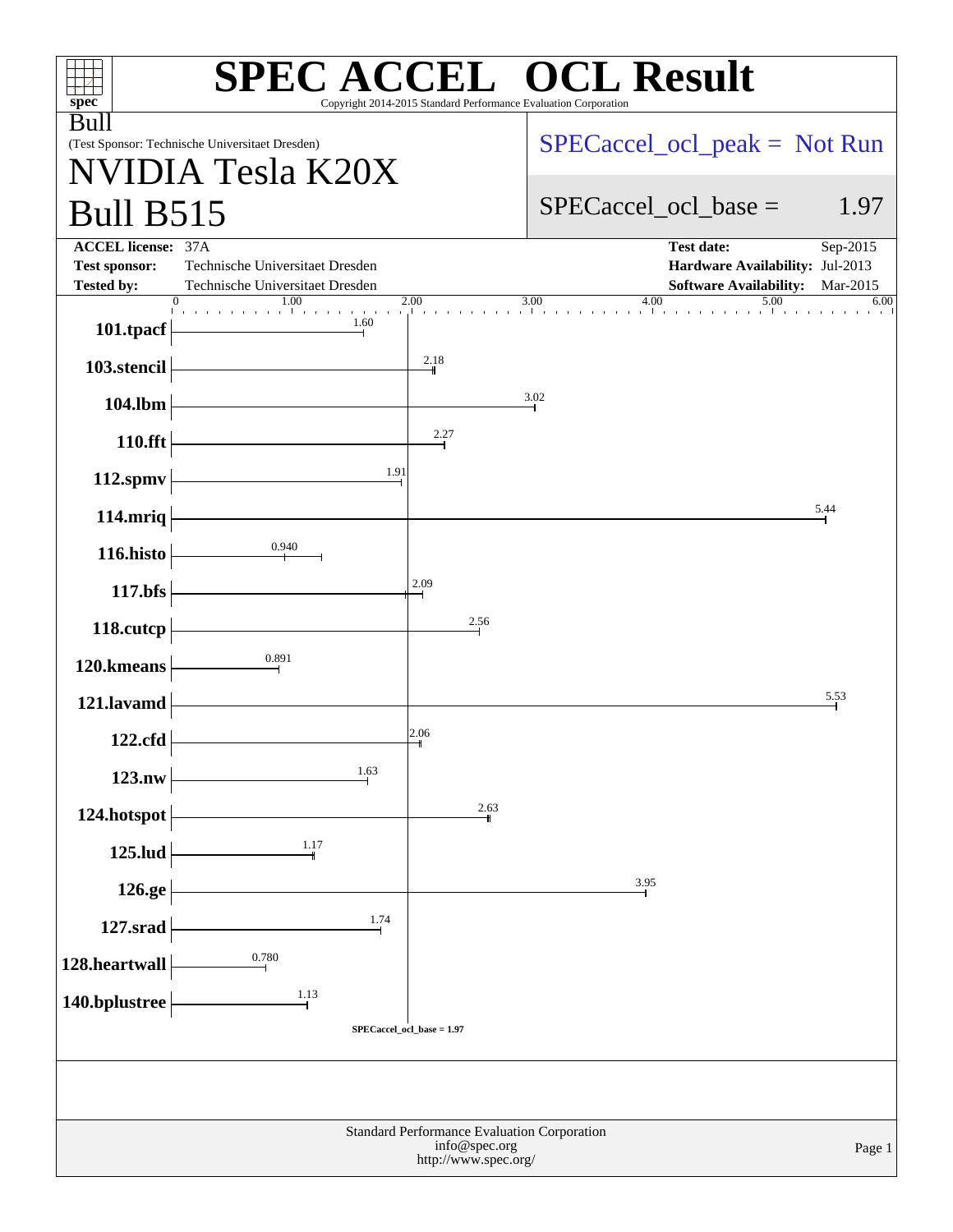# SPEC ACCEL OCL Result

Copyright 2014-2015 Standard Performance Evaluation Corporation

Bull

(Test Sponsor: Technische Universitaet Dresden)

## NVIDIA Tesla K20X Bull B515

SPECaccel_ocl_peak = Not Run

SPECaccel_ocl_base = 1.97

| | | | |
|---|---|---|---|
| **ACCEL license:** | 37A | **Test date:** | Sep-2015 |
| **Test sponsor:** | Technische Universitaet Dresden | **Hardware Availability:** | Jul-2013 |
| **Tested by:** | Technische Universitaet Dresden | **Software Availability:** | Mar-2015 |

| Benchmark | Base Ratio |
|---|---|
| **101.tpacf** | 1.60 |
| **103.stencil** | 2.18 |
| **104.lbm** | 3.02 |
| **110.fft** | 2.27 |
| **112.spmv** | 1.91 |
| **114.mriq** | 5.44 |
| **116.histo** | 0.940 |
| **117.bfs** | 2.09 |
| **118.cutcp** | 2.56 |
| **120.kmeans** | 0.891 |
| **121.lavamd** | 5.53 |
| **122.cfd** | 2.06 |
| **123.nw** | 1.63 |
| **124.hotspot** | 2.63 |
| **125.lud** | 1.17 |
| **126.ge** | 3.95 |
| **127.srad** | 1.74 |
| **128.heartwall** | 0.780 |
| **140.bplustree** | 1.13 |

SPECaccel_ocl_base = 1.97

Standard Performance Evaluation Corporation
info@spec.org
http://www.spec.org/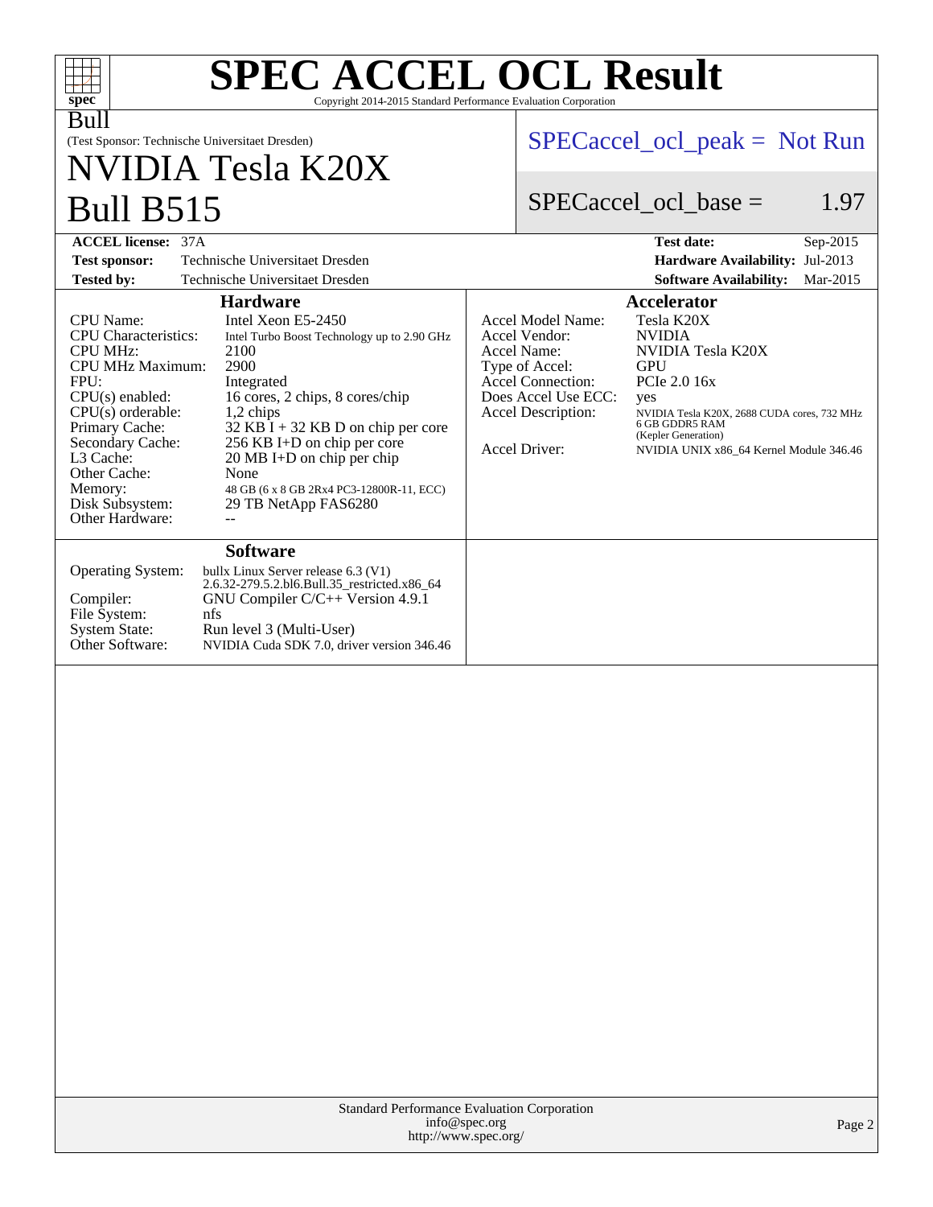# SPEC ACCEL OCL Result

Copyright 2014-2015 Standard Performance Evaluation Corporation

Bull

(Test Sponsor: Technische Universitaet Dresden)

## NVIDIA Tesla K20X
## Bull B515

SPECaccel_ocl_peak = Not Run

SPECaccel_ocl_base = 1.97

| | | | |
|---|---|---|---|
| **ACCEL license:** | 37A | **Test date:** | Sep-2015 |
| **Test sponsor:** | Technische Universitaet Dresden | **Hardware Availability:** | Jul-2013 |
| **Tested by:** | Technische Universitaet Dresden | **Software Availability:** | Mar-2015 |

### Hardware

| | |
|---|---|
| CPU Name: | Intel Xeon E5-2450 |
| CPU Characteristics: | Intel Turbo Boost Technology up to 2.90 GHz |
| CPU MHz: | 2100 |
| CPU MHz Maximum: | 2900 |
| FPU: | Integrated |
| CPU(s) enabled: | 16 cores, 2 chips, 8 cores/chip |
| CPU(s) orderable: | 1,2 chips |
| Primary Cache: | 32 KB I + 32 KB D on chip per core |
| Secondary Cache: | 256 KB I+D on chip per core |
| L3 Cache: | 20 MB I+D on chip per chip |
| Other Cache: | None |
| Memory: | 48 GB (6 x 8 GB 2Rx4 PC3-12800R-11, ECC) |
| Disk Subsystem: | 29 TB NetApp FAS6280 |
| Other Hardware: | -- |

### Accelerator

| | |
|---|---|
| Accel Model Name: | Tesla K20X |
| Accel Vendor: | NVIDIA |
| Accel Name: | NVIDIA Tesla K20X |
| Type of Accel: | GPU |
| Accel Connection: | PCIe 2.0 16x |
| Does Accel Use ECC: | yes |
| Accel Description: | NVIDIA Tesla K20X, 2688 CUDA cores, 732 MHz 6 GB GDDR5 RAM (Kepler Generation) |
| Accel Driver: | NVIDIA UNIX x86_64 Kernel Module 346.46 |

### Software

| | |
|---|---|
| Operating System: | bullx Linux Server release 6.3 (V1) 2.6.32-279.5.2.bl6.Bull.35_restricted.x86_64 |
| Compiler: | GNU Compiler C/C++ Version 4.9.1 |
| File System: | nfs |
| System State: | Run level 3 (Multi-User) |
| Other Software: | NVIDIA Cuda SDK 7.0, driver version 346.46 |

Standard Performance Evaluation Corporation
info@spec.org
http://www.spec.org/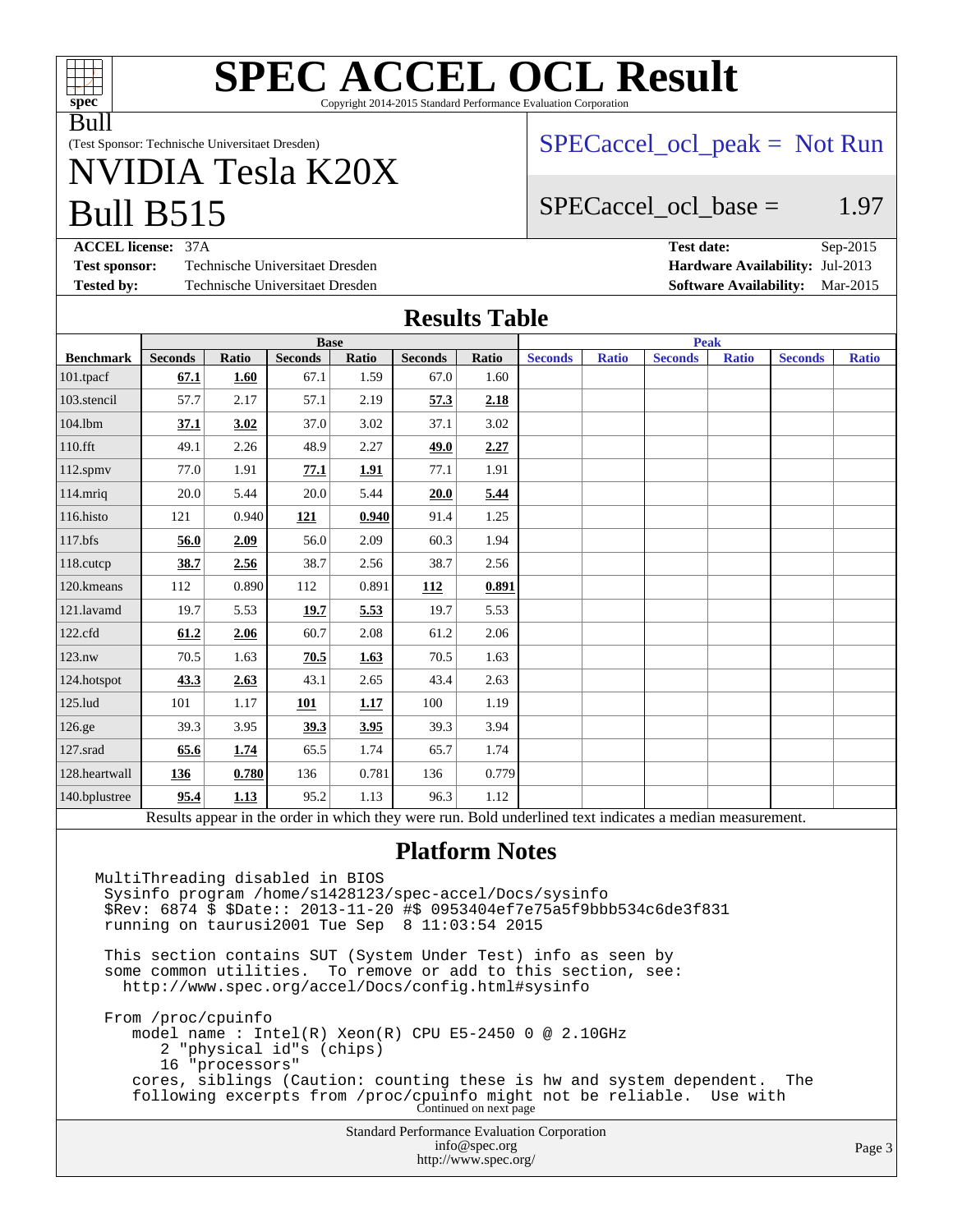# SPEC ACCEL OCL Result

Copyright 2014-2015 Standard Performance Evaluation Corporation

Bull

(Test Sponsor: Technische Universitaet Dresden)

## NVIDIA Tesla K20X Bull B515

SPECaccel_ocl_peak = Not Run

SPECaccel_ocl_base = 1.97

**ACCEL license:** 37A
**Test sponsor:** Technische Universitaet Dresden
**Tested by:** Technische Universitaet Dresden

**Test date:** Sep-2015
**Hardware Availability:** Jul-2013
**Software Availability:** Mar-2015

## Results Table

| | Base | | | | | | Peak | | | | | |
|---|---|---|---|---|---|---|---|---|---|---|---|---|
| **Benchmark** | **Seconds** | **Ratio** | **Seconds** | **Ratio** | **Seconds** | **Ratio** | **Seconds** | **Ratio** | **Seconds** | **Ratio** | **Seconds** | **Ratio** |
| 101.tpacf | **67.1** | **1.60** | 67.1 | 1.59 | 67.0 | 1.60 | | | | | | |
| 103.stencil | 57.7 | 2.17 | 57.1 | 2.19 | **57.3** | **2.18** | | | | | | |
| 104.lbm | **37.1** | **3.02** | 37.0 | 3.02 | 37.1 | 3.02 | | | | | | |
| 110.fft | 49.1 | 2.26 | 48.9 | 2.27 | **49.0** | **2.27** | | | | | | |
| 112.spmv | 77.0 | 1.91 | **77.1** | **1.91** | 77.1 | 1.91 | | | | | | |
| 114.mriq | 20.0 | 5.44 | 20.0 | 5.44 | **20.0** | **5.44** | | | | | | |
| 116.histo | 121 | 0.940 | **121** | **0.940** | 91.4 | 1.25 | | | | | | |
| 117.bfs | **56.0** | **2.09** | 56.0 | 2.09 | 60.3 | 1.94 | | | | | | |
| 118.cutcp | **38.7** | **2.56** | 38.7 | 2.56 | 38.7 | 2.56 | | | | | | |
| 120.kmeans | 112 | 0.890 | 112 | 0.891 | **112** | **0.891** | | | | | | |
| 121.lavamd | 19.7 | 5.53 | **19.7** | **5.53** | 19.7 | 5.53 | | | | | | |
| 122.cfd | **61.2** | **2.06** | 60.7 | 2.08 | 61.2 | 2.06 | | | | | | |
| 123.nw | 70.5 | 1.63 | **70.5** | **1.63** | 70.5 | 1.63 | | | | | | |
| 124.hotspot | **43.3** | **2.63** | 43.1 | 2.65 | 43.4 | 2.63 | | | | | | |
| 125.lud | 101 | 1.17 | **101** | **1.17** | 100 | 1.19 | | | | | | |
| 126.ge | 39.3 | 3.95 | **39.3** | **3.95** | 39.3 | 3.94 | | | | | | |
| 127.srad | **65.6** | **1.74** | 65.5 | 1.74 | 65.7 | 1.74 | | | | | | |
| 128.heartwall | **136** | **0.780** | 136 | 0.781 | 136 | 0.779 | | | | | | |
| 140.bplustree | **95.4** | **1.13** | 95.2 | 1.13 | 96.3 | 1.12 | | | | | | |

Results appear in the order in which they were run. Bold underlined text indicates a median measurement.

## Platform Notes

```
MultiThreading disabled in BIOS
 Sysinfo program /home/s1428123/spec-accel/Docs/sysinfo
 $Rev: 6874 $ $Date:: 2013-11-20 #$ 0953404ef7e75a5f9bbb534c6de3f831
 running on taurusi2001 Tue Sep  8 11:03:54 2015

 This section contains SUT (System Under Test) info as seen by
 some common utilities.  To remove or add to this section, see:
   http://www.spec.org/accel/Docs/config.html#sysinfo

 From /proc/cpuinfo
    model name : Intel(R) Xeon(R) CPU E5-2450 0 @ 2.10GHz
       2 "physical id"s (chips)
       16 "processors"
    cores, siblings (Caution: counting these is hw and system dependent.  The
    following excerpts from /proc/cpuinfo might not be reliable.  Use with
```

Continued on next page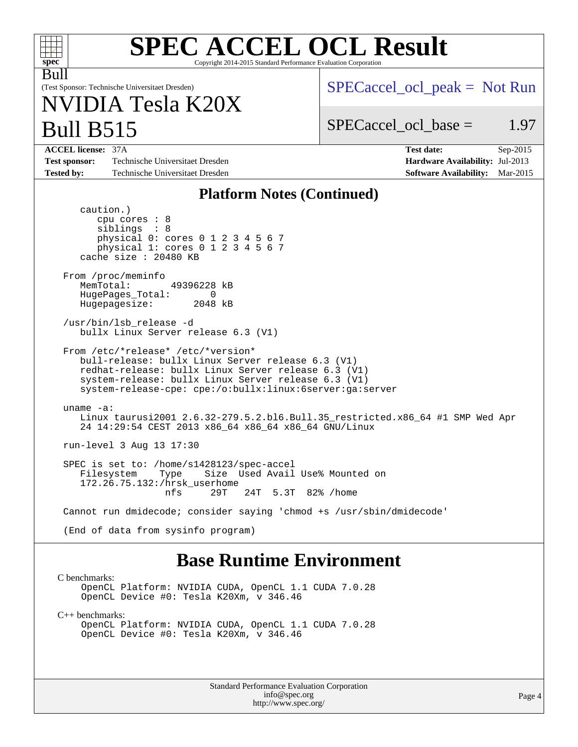# SPEC ACCEL OCL Result

Copyright 2014-2015 Standard Performance Evaluation Corporation

Bull

(Test Sponsor: Technische Universitaet Dresden)

# NVIDIA Tesla K20X Bull B515

SPECaccel_ocl_peak = Not Run

SPECaccel_ocl_base = 1.97

| | | | |
|---|---|---|---|
| **ACCEL license:** | 37A | **Test date:** | Sep-2015 |
| **Test sponsor:** | Technische Universitaet Dresden | **Hardware Availability:** | Jul-2013 |
| **Tested by:** | Technische Universitaet Dresden | **Software Availability:** | Mar-2015 |

## Platform Notes (Continued)

```
     caution.)
        cpu cores : 8
        siblings  : 8
        physical 0: cores 0 1 2 3 4 5 6 7
        physical 1: cores 0 1 2 3 4 5 6 7
     cache size : 20480 KB

  From /proc/meminfo
     MemTotal:       49396228 kB
     HugePages_Total:       0
     Hugepagesize:       2048 kB

  /usr/bin/lsb_release -d
     bullx Linux Server release 6.3 (V1)

  From /etc/*release* /etc/*version*
     bull-release: bullx Linux Server release 6.3 (V1)
     redhat-release: bullx Linux Server release 6.3 (V1)
     system-release: bullx Linux Server release 6.3 (V1)
     system-release-cpe: cpe:/o:bullx:linux:6server:ga:server

  uname -a:
     Linux taurusi2001 2.6.32-279.5.2.bl6.Bull.35_restricted.x86_64 #1 SMP Wed Apr
     24 14:29:54 CEST 2013 x86_64 x86_64 x86_64 GNU/Linux

  run-level 3 Aug 13 17:30

  SPEC is set to: /home/s1428123/spec-accel
     Filesystem     Type   Size  Used Avail Use% Mounted on
     172.26.75.132:/hrsk_userhome
                    nfs     29T   24T  5.3T  82% /home

  Cannot run dmidecode; consider saying 'chmod +s /usr/sbin/dmidecode'

  (End of data from sysinfo program)
```

## Base Runtime Environment

C benchmarks:

```
OpenCL Platform: NVIDIA CUDA, OpenCL 1.1 CUDA 7.0.28
OpenCL Device #0: Tesla K20Xm, v 346.46
```

C++ benchmarks:

```
OpenCL Platform: NVIDIA CUDA, OpenCL 1.1 CUDA 7.0.28
OpenCL Device #0: Tesla K20Xm, v 346.46
```

Standard Performance Evaluation Corporation
info@spec.org
http://www.spec.org/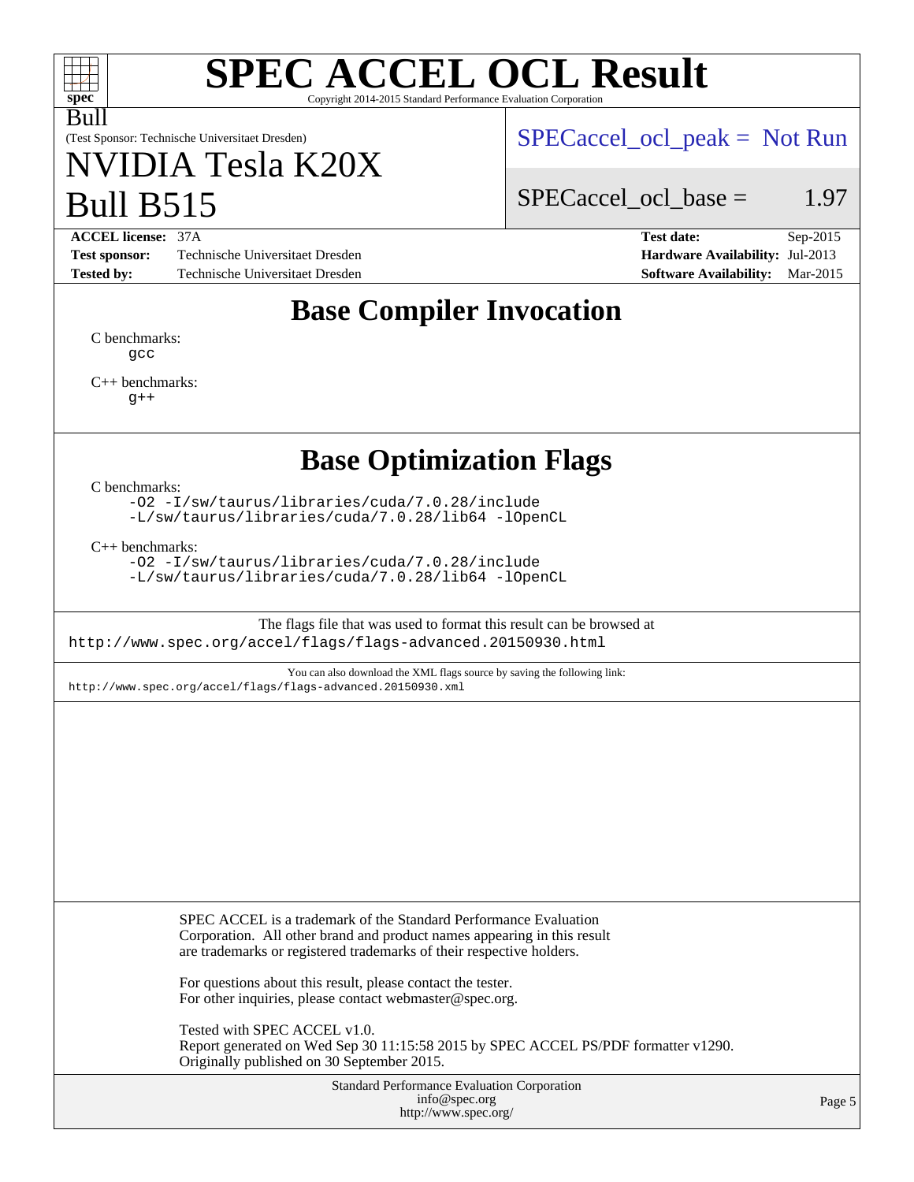# SPEC ACCEL OCL Result

Copyright 2014-2015 Standard Performance Evaluation Corporation

Bull

(Test Sponsor: Technische Universitaet Dresden)

NVIDIA Tesla K20X
Bull B515

SPECaccel_ocl_peak = Not Run

SPECaccel_ocl_base = 1.97

| | | | |
|---|---|---|---|
| **ACCEL license:** | 37A | **Test date:** | Sep-2015 |
| **Test sponsor:** | Technische Universitaet Dresden | **Hardware Availability:** | Jul-2013 |
| **Tested by:** | Technische Universitaet Dresden | **Software Availability:** | Mar-2015 |

## Base Compiler Invocation

C benchmarks:

```
gcc
```

C++ benchmarks:

```
g++
```

## Base Optimization Flags

C benchmarks:

```
-O2 -I/sw/taurus/libraries/cuda/7.0.28/include
-L/sw/taurus/libraries/cuda/7.0.28/lib64 -lOpenCL
```

C++ benchmarks:

```
-O2 -I/sw/taurus/libraries/cuda/7.0.28/include
-L/sw/taurus/libraries/cuda/7.0.28/lib64 -lOpenCL
```

The flags file that was used to format this result can be browsed at
http://www.spec.org/accel/flags/flags-advanced.20150930.html

You can also download the XML flags source by saving the following link:
http://www.spec.org/accel/flags/flags-advanced.20150930.xml

SPEC ACCEL is a trademark of the Standard Performance Evaluation Corporation. All other brand and product names appearing in this result are trademarks or registered trademarks of their respective holders.

For questions about this result, please contact the tester.
For other inquiries, please contact webmaster@spec.org.

Tested with SPEC ACCEL v1.0.
Report generated on Wed Sep 30 11:15:58 2015 by SPEC ACCEL PS/PDF formatter v1290.
Originally published on 30 September 2015.

Standard Performance Evaluation Corporation
info@spec.org
http://www.spec.org/